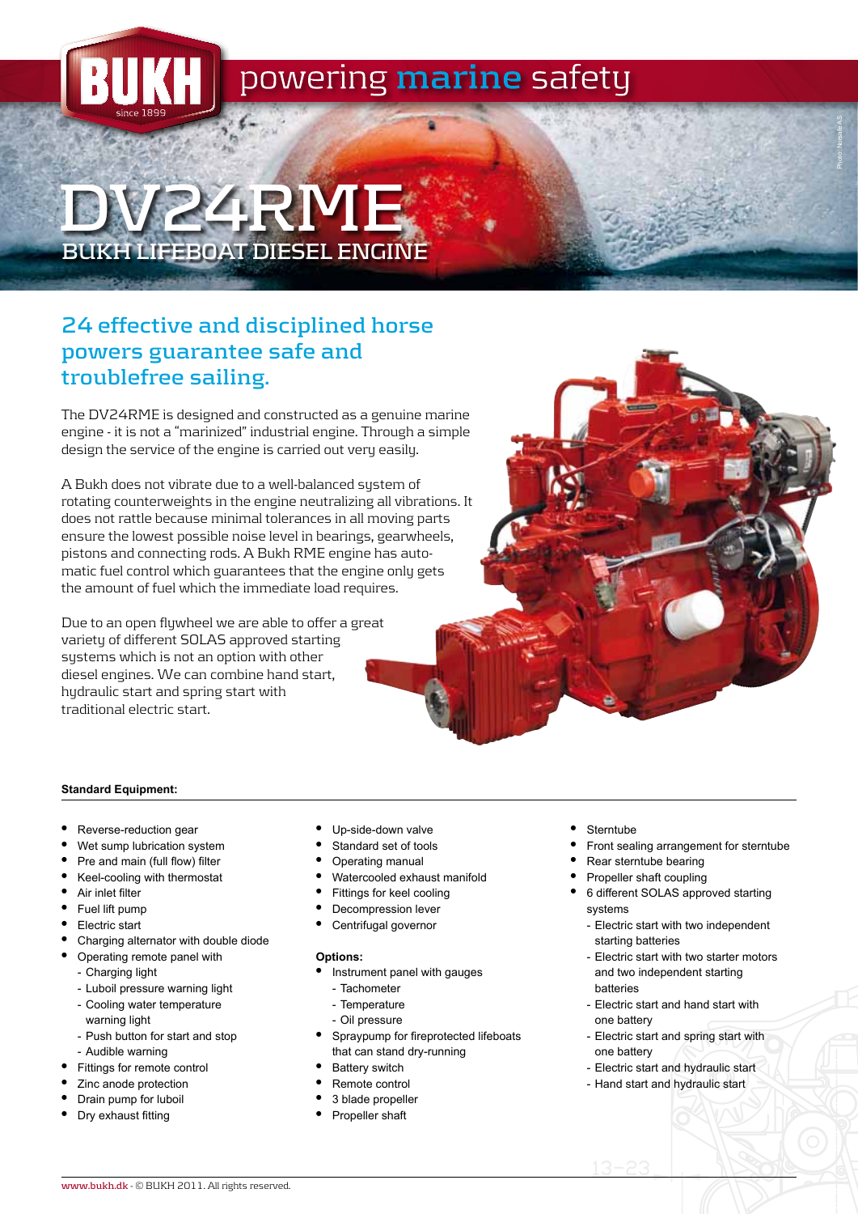BUKH since 1899

powering marine safety

# DV24RME

## BUKH LIFEBOAT DIESEL ENGINE

## 24 effective and disciplined horse powers guarantee safe and troublefree sailing.

The DV24RME is designed and constructed as a genuine marine engine - it is not a "marinized" industrial engine. Through a simple design the service of the engine is carried out very easily.

A Bukh does not vibrate due to a well-balanced system of rotating counterweights in the engine neutralizing all vibrations. It does not rattle because minimal tolerances in all moving parts ensure the lowest possible noise level in bearings, gearwheels, pistons and connecting rods. A Bukh RME engine has automatic fuel control which guarantees that the engine only gets the amount of fuel which the immediate load requires.

Due to an open flywheel we are able to offer a great variety of different SOLAS approved starting systems which is not an option with other diesel engines. We can combine hand start, hydraulic start and spring start with traditional electric start.

**Standard Equipment:**

- Reverse-reduction gear
- Wet sump lubrication system
- Pre and main (full flow) filter
- Keel-cooling with thermostat
- Air inlet filter
- Fuel lift pump
- Electric start
- Charging alternator with double diode
- Operating remote panel with
  - Charging light
  - Luboil pressure warning light
  - Cooling water temperature warning light
  - Push button for start and stop
  - Audible warning
- Fittings for remote control
- Zinc anode protection
- Drain pump for luboil
- Dry exhaust fitting
- Up-side-down valve
- Standard set of tools
- Operating manual
- Watercooled exhaust manifold
- Fittings for keel cooling
- Decompression lever
- Centrifugal governor

**Options:**

- Instrument panel with gauges
  - Tachometer
  - Temperature
  - Oil pressure
- Spraypump for fireprotected lifeboats that can stand dry-running
- Battery switch
- Remote control
- 3 blade propeller
- Propeller shaft
- Sterntube
- Front sealing arrangement for sterntube
- Rear sterntube bearing
- Propeller shaft coupling
- 6 different SOLAS approved starting systems
  - Electric start with two independent starting batteries
  - Electric start with two starter motors and two independent starting batteries
  - Electric start and hand start with one battery
  - Electric start and spring start with one battery
  - Electric start and hydraulic start
  - Hand start and hydraulic start

www.bukh.dk - © BUKH 2011. All rights reserved.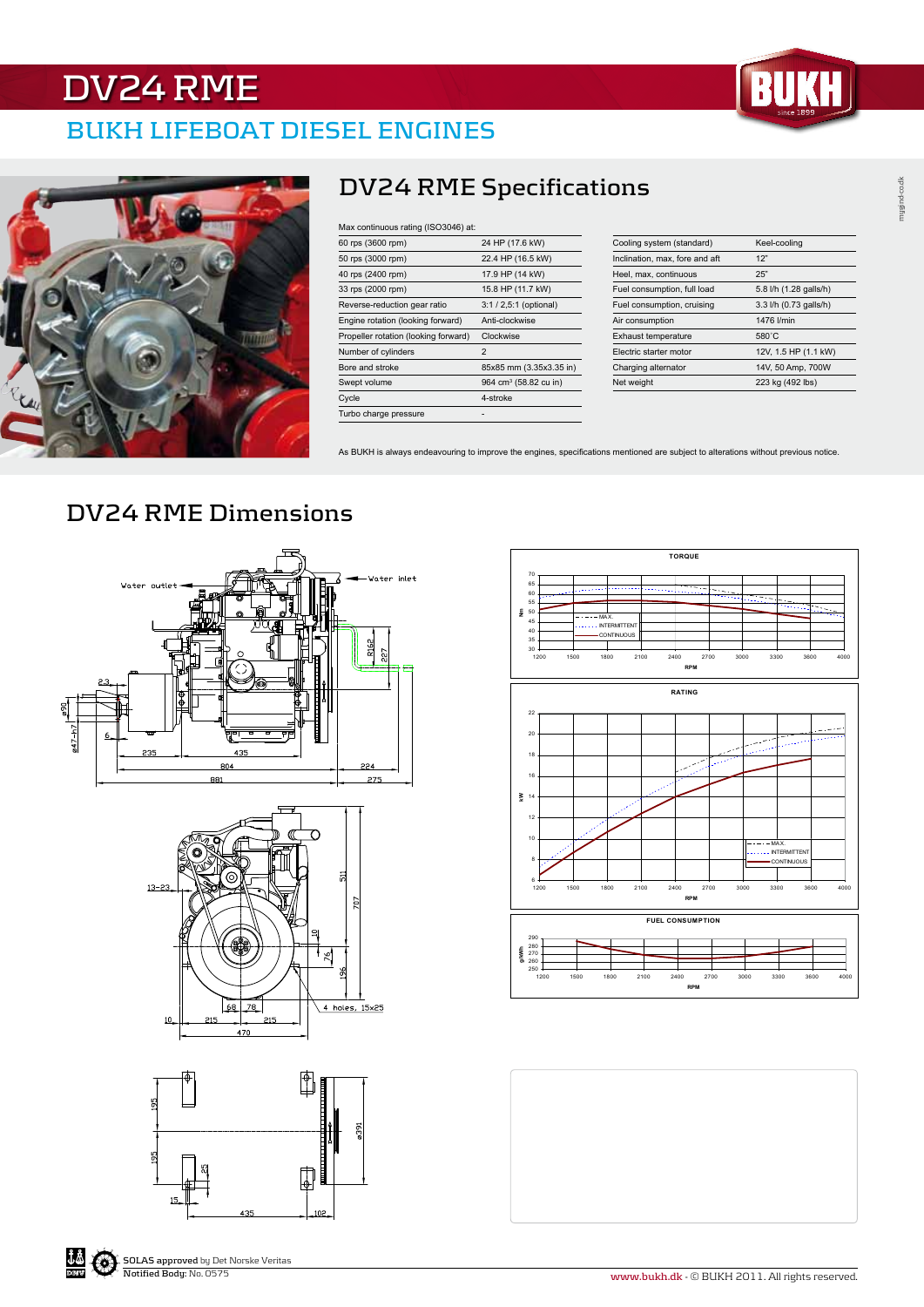# DV24 RME

## BUKH LIFEBOAT DIESEL ENGINES

## DV24 RME Specifications

Max continuous rating (ISO3046) at:

| | |
|---|---|
| 60 rps (3600 rpm) | 24 HP (17.6 kW) |
| 50 rps (3000 rpm) | 22.4 HP (16.5 kW) |
| 40 rps (2400 rpm) | 17.9 HP (14 kW) |
| 33 rps (2000 rpm) | 15.8 HP (11.7 kW) |
| Reverse-reduction gear ratio | 3:1 / 2,5:1 (optional) |
| Engine rotation (looking forward) | Anti-clockwise |
| Propeller rotation (looking forward) | Clockwise |
| Number of cylinders | 2 |
| Bore and stroke | 85x85 mm (3.35x3.35 in) |
| Swept volume | 964 cm³ (58.82 cu in) |
| Cycle | 4-stroke |
| Turbo charge pressure | - |

| | |
|---|---|
| Cooling system (standard) | Keel-cooling |
| Inclination, max, fore and aft | 12° |
| Heel, max, continuous | 25° |
| Fuel consumption, full load | 5.8 l/h (1.28 galls/h) |
| Fuel consumption, cruising | 3.3 l/h (0.73 galls/h) |
| Air consumption | 1476 l/min |
| Exhaust temperature | 580˚C |
| Electric starter motor | 12V, 1.5 HP (1.1 kW) |
| Charging alternator | 14V, 50 Amp, 700W |
| Net weight | 223 kg (492 lbs) |

As BUKH is always endeavouring to improve the engines, specifications mentioned are subject to alterations without previous notice.

## DV24 RME Dimensions

Water outlet
Water inlet
R162
227
2.3
ø30
ø47-h7
6
235
435
804
224
881
275

13-23
511
707
10
76
196
68
78
4 holes, 15x25
10
215
215
470

195
195
25
ø391
15
435
102

TORQUE
Nm
70 65 60 55 50 45 40 35 30
1200 1500 1800 2100 2400 2700 3000 3300 3600 4000
RPM
MAX.
INTERMITTENT
CONTINUOUS

RATING
kW
22 20 18 16 14 12 10 8 6
1200 1500 1800 2100 2400 2700 3000 3300 3600 4000
RPM
MAX.
INTERMITTENT
CONTINUOUS

FUEL CONSUMPTION
g/kWh
290 280 270 260 250
1200 1500 1800 2100 2400 2700 3000 3300 3600 4000
RPM

**SOLAS approved** by Det Norske Veritas
Notified Body: No. 0575

www.bukh.dk - © BUKH 2011. All rights reserved.